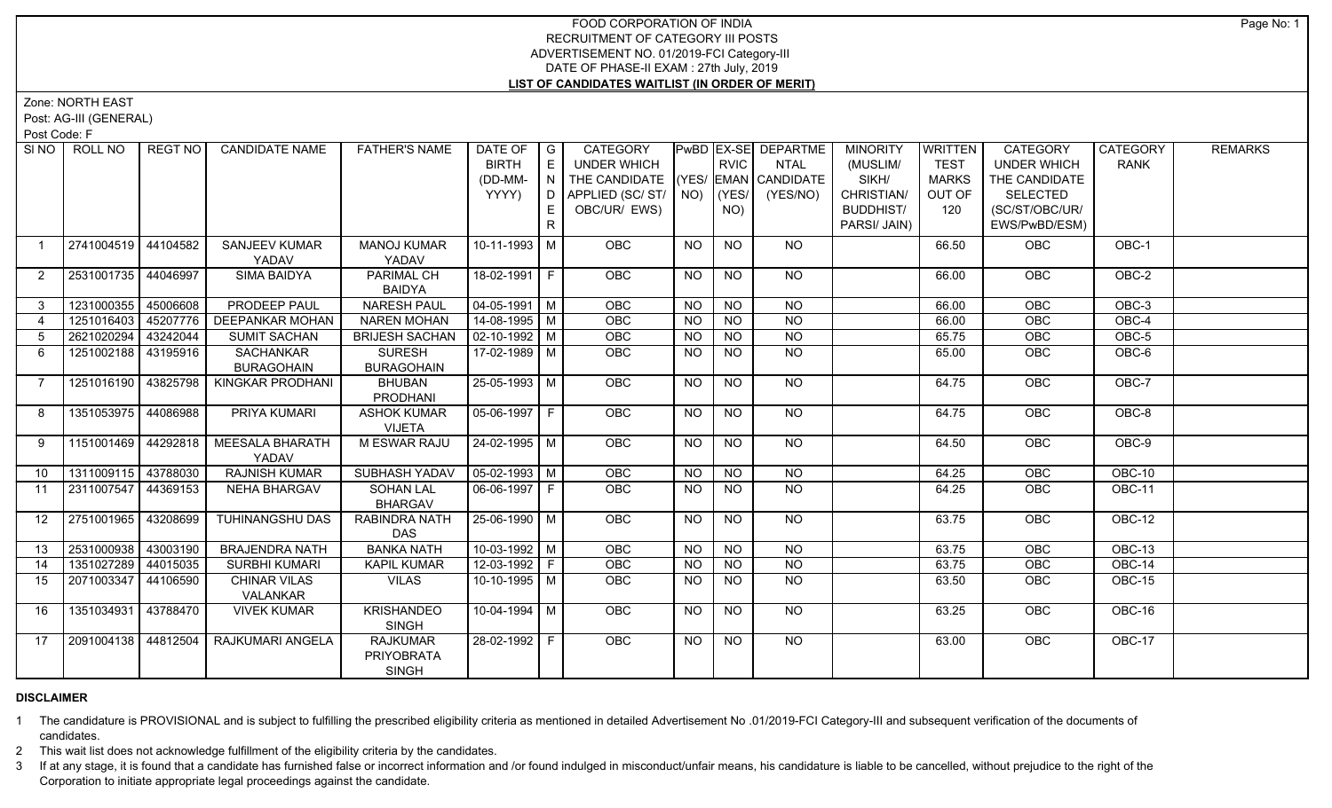# FOOD CORPORATION OF INDIA

## RECRUITMENT OF CATEGORY III POSTS

ADVERTISEMENT NO. 01/2019-FCI Category-III

DATE OF PHASE-II EXAM : 27th July, 2019

**LIST OF CANDIDATES WAITLIST (IN ORDER OF MERIT)**

Zone: NORTH EAST

Post: AG-III (GENERAL)

Post Code: F

| SI NO | ROLL NO | REGT NO | CANDIDATE NAME | FATHER'S NAME | DATE OF BIRTH (DD-MM-YYYY) | GENDER | CATEGORY UNDER WHICH THE CANDIDATE APPLIED (SC/ ST/ OBC/UR/ EWS) | PwBD (YES/ NO) | EX-SERVICEMAN (YES/ NO) | DEPARTMENTAL CANDIDATE (YES/NO) | MINORITY (MUSLIM/ SIKH/ CHRISTIAN/ BUDDHIST/ PARSI/ JAIN) | WRITTEN TEST MARKS OUT OF 120 | CATEGORY UNDER WHICH THE CANDIDATE SELECTED (SC/ST/OBC/UR/ EWS/PwBD/ESM) | CATEGORY RANK | REMARKS |
|---|---|---|---|---|---|---|---|---|---|---|---|---|---|---|---|
| 1 | 2741004519 | 44104582 | SANJEEV KUMAR YADAV | MANOJ KUMAR YADAV | 10-11-1993 | M | OBC | NO | NO | NO | | 66.50 | OBC | OBC-1 | |
| 2 | 2531001735 | 44046997 | SIMA BAIDYA | PARIMAL CH BAIDYA | 18-02-1991 | F | OBC | NO | NO | NO | | 66.00 | OBC | OBC-2 | |
| 3 | 1231000355 | 45006608 | PRODEEP PAUL | NARESH PAUL | 04-05-1991 | M | OBC | NO | NO | NO | | 66.00 | OBC | OBC-3 | |
| 4 | 1251016403 | 45207776 | DEEPANKAR MOHAN | NAREN MOHAN | 14-08-1995 | M | OBC | NO | NO | NO | | 66.00 | OBC | OBC-4 | |
| 5 | 2621020294 | 43242044 | SUMIT SACHAN | BRIJESH SACHAN | 02-10-1992 | M | OBC | NO | NO | NO | | 65.75 | OBC | OBC-5 | |
| 6 | 1251002188 | 43195916 | SACHANKAR BURAGOHAIN | SURESH BURAGOHAIN | 17-02-1989 | M | OBC | NO | NO | NO | | 65.00 | OBC | OBC-6 | |
| 7 | 1251016190 | 43825798 | KINGKAR PRODHANI | BHUBAN PRODHANI | 25-05-1993 | M | OBC | NO | NO | NO | | 64.75 | OBC | OBC-7 | |
| 8 | 1351053975 | 44086988 | PRIYA KUMARI | ASHOK KUMAR VIJETA | 05-06-1997 | F | OBC | NO | NO | NO | | 64.75 | OBC | OBC-8 | |
| 9 | 1151001469 | 44292818 | MEESALA BHARATH YADAV | M ESWAR RAJU | 24-02-1995 | M | OBC | NO | NO | NO | | 64.50 | OBC | OBC-9 | |
| 10 | 1311009115 | 43788030 | RAJNISH KUMAR | SUBHASH YADAV | 05-02-1993 | M | OBC | NO | NO | NO | | 64.25 | OBC | OBC-10 | |
| 11 | 2311007547 | 44369153 | NEHA BHARGAV | SOHAN LAL BHARGAV | 06-06-1997 | F | OBC | NO | NO | NO | | 64.25 | OBC | OBC-11 | |
| 12 | 2751001965 | 43208699 | TUHINANGSHU DAS | RABINDRA NATH DAS | 25-06-1990 | M | OBC | NO | NO | NO | | 63.75 | OBC | OBC-12 | |
| 13 | 2531000938 | 43003190 | BRAJENDRA NATH | BANKA NATH | 10-03-1992 | M | OBC | NO | NO | NO | | 63.75 | OBC | OBC-13 | |
| 14 | 1351027289 | 44015035 | SURBHI KUMARI | KAPIL KUMAR | 12-03-1992 | F | OBC | NO | NO | NO | | 63.75 | OBC | OBC-14 | |
| 15 | 2071003347 | 44106590 | CHINAR VILAS VALANKAR | VILAS | 10-10-1995 | M | OBC | NO | NO | NO | | 63.50 | OBC | OBC-15 | |
| 16 | 1351034931 | 43788470 | VIVEK KUMAR | KRISHANDEO SINGH | 10-04-1994 | M | OBC | NO | NO | NO | | 63.25 | OBC | OBC-16 | |
| 17 | 2091004138 | 44812504 | RAJKUMARI ANGELA | RAJKUMAR PRIYOBRATA SINGH | 28-02-1992 | F | OBC | NO | NO | NO | | 63.00 | OBC | OBC-17 | |

**DISCLAIMER**

1. The candidature is PROVISIONAL and is subject to fulfilling the prescribed eligibility criteria as mentioned in detailed Advertisement No .01/2019-FCI Category-III and subsequent verification of the documents of candidates.
2. This wait list does not acknowledge fulfillment of the eligibility criteria by the candidates.
3. If at any stage, it is found that a candidate has furnished false or incorrect information and /or found indulged in misconduct/unfair means, his candidature is liable to be cancelled, without prejudice to the right of the Corporation to initiate appropriate legal proceedings against the candidate.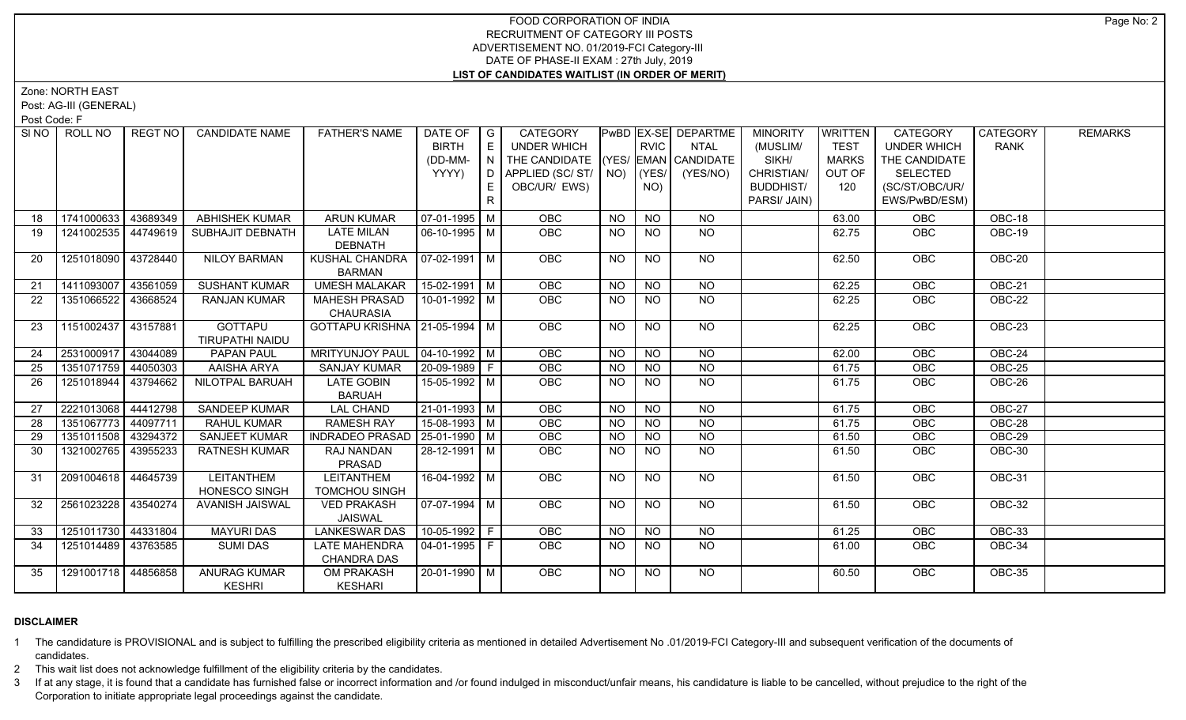# FOOD CORPORATION OF INDIA
## RECRUITMENT OF CATEGORY III POSTS
## ADVERTISEMENT NO. 01/2019-FCI Category-III
## DATE OF PHASE-II EXAM : 27th July, 2019
## LIST OF CANDIDATES WAITLIST (IN ORDER OF MERIT)

Zone: NORTH EAST
Post: AG-III (GENERAL)
Post Code: F

| SI NO | ROLL NO | REGT NO | CANDIDATE NAME | FATHER'S NAME | DATE OF BIRTH (DD-MM-YYYY) | GENDER | CATEGORY UNDER WHICH THE CANDIDATE APPLIED (SC/ ST/ OBC/UR/ EWS) | PwBD (YES/ NO) | EX-SERVICEMAN (YES/ NO) | DEPARTMENTAL CANDIDATE (YES/NO) | MINORITY (MUSLIM/ SIKH/ CHRISTIAN/ BUDDHIST/ PARSI/ JAIN) | WRITTEN TEST MARKS OUT OF 120 | CATEGORY UNDER WHICH THE CANDIDATE SELECTED (SC/ST/OBC/UR/ EWS/PwBD/ESM) | CATEGORY RANK | REMARKS |
|---|---|---|---|---|---|---|---|---|---|---|---|---|---|---|---|
| 18 | 1741000633 | 43689349 | ABHISHEK KUMAR | ARUN KUMAR | 07-01-1995 | M | OBC | NO | NO | NO | | 63.00 | OBC | OBC-18 | |
| 19 | 1241002535 | 44749619 | SUBHAJIT DEBNATH | LATE MILAN DEBNATH | 06-10-1995 | M | OBC | NO | NO | NO | | 62.75 | OBC | OBC-19 | |
| 20 | 1251018090 | 43728440 | NILOY BARMAN | KUSHAL CHANDRA BARMAN | 07-02-1991 | M | OBC | NO | NO | NO | | 62.50 | OBC | OBC-20 | |
| 21 | 1411093007 | 43561059 | SUSHANT KUMAR | UMESH MALAKAR | 15-02-1991 | M | OBC | NO | NO | NO | | 62.25 | OBC | OBC-21 | |
| 22 | 1351066522 | 43668524 | RANJAN KUMAR | MAHESH PRASAD CHAURASIA | 10-01-1992 | M | OBC | NO | NO | NO | | 62.25 | OBC | OBC-22 | |
| 23 | 1151002437 | 43157881 | GOTTAPU TIRUPATHI NAIDU | GOTTAPU KRISHNA | 21-05-1994 | M | OBC | NO | NO | NO | | 62.25 | OBC | OBC-23 | |
| 24 | 2531000917 | 43044089 | PAPAN PAUL | MRITYUNJOY PAUL | 04-10-1992 | M | OBC | NO | NO | NO | | 62.00 | OBC | OBC-24 | |
| 25 | 1351071759 | 44050303 | AAISHA ARYA | SANJAY KUMAR | 20-09-1989 | F | OBC | NO | NO | NO | | 61.75 | OBC | OBC-25 | |
| 26 | 1251018944 | 43794662 | NILOTPAL BARUAH | LATE GOBIN BARUAH | 15-05-1992 | M | OBC | NO | NO | NO | | 61.75 | OBC | OBC-26 | |
| 27 | 2221013068 | 44412798 | SANDEEP KUMAR | LAL CHAND | 21-01-1993 | M | OBC | NO | NO | NO | | 61.75 | OBC | OBC-27 | |
| 28 | 1351067773 | 44097711 | RAHUL KUMAR | RAMESH RAY | 15-08-1993 | M | OBC | NO | NO | NO | | 61.75 | OBC | OBC-28 | |
| 29 | 1351011508 | 43294372 | SANJEET KUMAR | INDRADEO PRASAD | 25-01-1990 | M | OBC | NO | NO | NO | | 61.50 | OBC | OBC-29 | |
| 30 | 1321002765 | 43955233 | RATNESH KUMAR | RAJ NANDAN PRASAD | 28-12-1991 | M | OBC | NO | NO | NO | | 61.50 | OBC | OBC-30 | |
| 31 | 2091004618 | 44645739 | LEITANTHEM HONESCO SINGH | LEITANTHEM TOMCHOU SINGH | 16-04-1992 | M | OBC | NO | NO | NO | | 61.50 | OBC | OBC-31 | |
| 32 | 2561023228 | 43540274 | AVANISH JAISWAL | VED PRAKASH JAISWAL | 07-07-1994 | M | OBC | NO | NO | NO | | 61.50 | OBC | OBC-32 | |
| 33 | 1251011730 | 44331804 | MAYURI DAS | LANKESWAR DAS | 10-05-1992 | F | OBC | NO | NO | NO | | 61.25 | OBC | OBC-33 | |
| 34 | 1251014489 | 43763585 | SUMI DAS | LATE MAHENDRA CHANDRA DAS | 04-01-1995 | F | OBC | NO | NO | NO | | 61.00 | OBC | OBC-34 | |
| 35 | 1291001718 | 44856858 | ANURAG KUMAR KESHRI | OM PRAKASH KESHARI | 20-01-1990 | M | OBC | NO | NO | NO | | 60.50 | OBC | OBC-35 | |

**DISCLAIMER**

1. The candidature is PROVISIONAL and is subject to fulfilling the prescribed eligibility criteria as mentioned in detailed Advertisement No .01/2019-FCI Category-III and subsequent verification of the documents of candidates.
2. This wait list does not acknowledge fulfillment of the eligibility criteria by the candidates.
3. If at any stage, it is found that a candidate has furnished false or incorrect information and /or found indulged in misconduct/unfair means, his candidature is liable to be cancelled, without prejudice to the right of the Corporation to initiate appropriate legal proceedings against the candidate.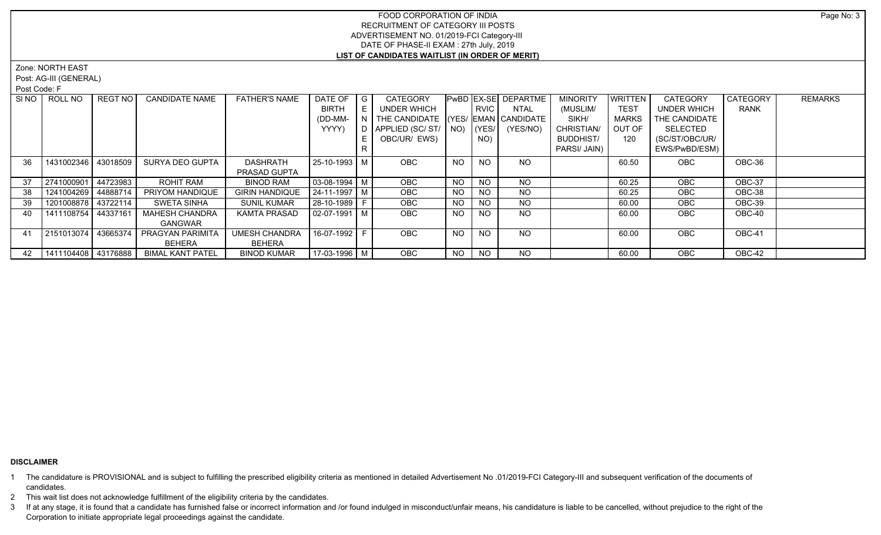FOOD CORPORATION OF INDIA
RECRUITMENT OF CATEGORY III POSTS
ADVERTISEMENT NO. 01/2019-FCI Category-III
DATE OF PHASE-II EXAM : 27th July, 2019
**LIST OF CANDIDATES WAITLIST (IN ORDER OF MERIT)**

Zone: NORTH EAST
Post: AG-III (GENERAL)
Post Code: F

| Sl NO | ROLL NO | REGT NO | CANDIDATE NAME | FATHER'S NAME | DATE OF BIRTH (DD-MM-YYYY) | GENDER | CATEGORY UNDER WHICH THE CANDIDATE APPLIED (SC/ ST/ OBC/UR/ EWS) | PwBD (YES/ NO) | EX-SERVICEMAN (YES/ NO) | DEPARTMENTAL CANDIDATE (YES/NO) | MINORITY (MUSLIM/ SIKH/ CHRISTIAN/ BUDDHIST/ PARSI/ JAIN) | WRITTEN TEST MARKS OUT OF 120 | CATEGORY UNDER WHICH THE CANDIDATE SELECTED (SC/ST/OBC/UR/ EWS/PwBD/ESM) | CATEGORY RANK | REMARKS |
|---|---|---|---|---|---|---|---|---|---|---|---|---|---|---|---|
| 36 | 1431002346 | 43018509 | SURYA DEO GUPTA | DASHRATH PRASAD GUPTA | 25-10-1993 | M | OBC | NO | NO | NO | | 60.50 | OBC | OBC-36 | |
| 37 | 2741000901 | 44723983 | ROHIT RAM | BINOD RAM | 03-08-1994 | M | OBC | NO | NO | NO | | 60.25 | OBC | OBC-37 | |
| 38 | 1241004269 | 44888714 | PRIYOM HANDIQUE | GIRIN HANDIQUE | 24-11-1997 | M | OBC | NO | NO | NO | | 60.25 | OBC | OBC-38 | |
| 39 | 1201008878 | 43722114 | SWETA SINHA | SUNIL KUMAR | 28-10-1989 | F | OBC | NO | NO | NO | | 60.00 | OBC | OBC-39 | |
| 40 | 1411108754 | 44337161 | MAHESH CHANDRA GANGWAR | KAMTA PRASAD | 02-07-1991 | M | OBC | NO | NO | NO | | 60.00 | OBC | OBC-40 | |
| 41 | 2151013074 | 43665374 | PRAGYAN PARIMITA BEHERA | UMESH CHANDRA BEHERA | 16-07-1992 | F | OBC | NO | NO | NO | | 60.00 | OBC | OBC-41 | |
| 42 | 1411104408 | 43176888 | BIMAL KANT PATEL | BINOD KUMAR | 17-03-1996 | M | OBC | NO | NO | NO | | 60.00 | OBC | OBC-42 | |

**DISCLAIMER**

1 The candidature is PROVISIONAL and is subject to fulfilling the prescribed eligibility criteria as mentioned in detailed Advertisement No .01/2019-FCI Category-III and subsequent verification of the documents of candidates.
2 This wait list does not acknowledge fulfillment of the eligibility criteria by the candidates.
3 If at any stage, it is found that a candidate has furnished false or incorrect information and /or found indulged in misconduct/unfair means, his candidature is liable to be cancelled, without prejudice to the right of the Corporation to initiate appropriate legal proceedings against the candidate.